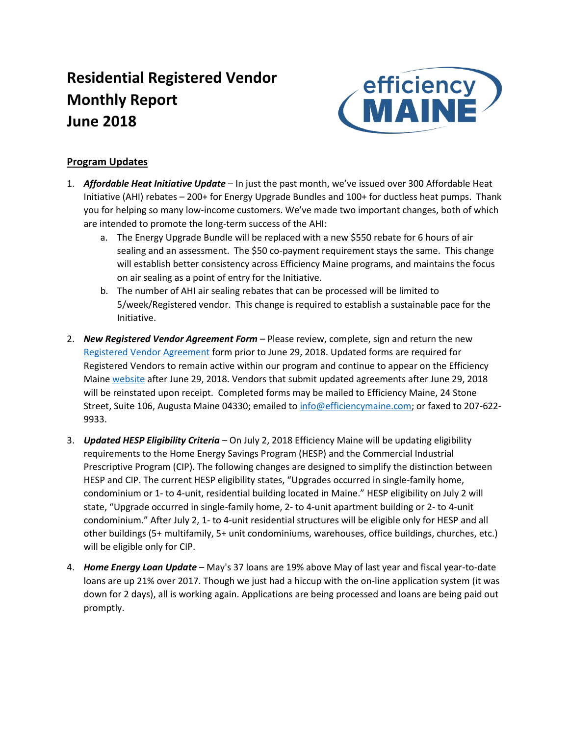# Residential Registered Vendor Monthly Report June 2018

## Program Updates

1. ***Affordable Heat Initiative Update*** – In just the past month, we've issued over 300 Affordable Heat Initiative (AHI) rebates – 200+ for Energy Upgrade Bundles and 100+ for ductless heat pumps. Thank you for helping so many low-income customers. We've made two important changes, both of which are intended to promote the long-term success of the AHI:
   a. The Energy Upgrade Bundle will be replaced with a new $550 rebate for 6 hours of air sealing and an assessment. The $50 co-payment requirement stays the same. This change will establish better consistency across Efficiency Maine programs, and maintains the focus on air sealing as a point of entry for the Initiative.
   b. The number of AHI air sealing rebates that can be processed will be limited to 5/week/Registered vendor. This change is required to establish a sustainable pace for the Initiative.

2. ***New Registered Vendor Agreement Form*** – Please review, complete, sign and return the new Registered Vendor Agreement form prior to June 29, 2018. Updated forms are required for Registered Vendors to remain active within our program and continue to appear on the Efficiency Maine website after June 29, 2018. Vendors that submit updated agreements after June 29, 2018 will be reinstated upon receipt. Completed forms may be mailed to Efficiency Maine, 24 Stone Street, Suite 106, Augusta Maine 04330; emailed to info@efficiencymaine.com; or faxed to 207-622-9933.

3. ***Updated HESP Eligibility Criteria*** – On July 2, 2018 Efficiency Maine will be updating eligibility requirements to the Home Energy Savings Program (HESP) and the Commercial Industrial Prescriptive Program (CIP). The following changes are designed to simplify the distinction between HESP and CIP. The current HESP eligibility states, "Upgrades occurred in single-family home, condominium or 1- to 4-unit, residential building located in Maine." HESP eligibility on July 2 will state, "Upgrade occurred in single-family home, 2- to 4-unit apartment building or 2- to 4-unit condominium." After July 2, 1- to 4-unit residential structures will be eligible only for HESP and all other buildings (5+ multifamily, 5+ unit condominiums, warehouses, office buildings, churches, etc.) will be eligible only for CIP.

4. ***Home Energy Loan Update*** – May's 37 loans are 19% above May of last year and fiscal year-to-date loans are up 21% over 2017. Though we just had a hiccup with the on-line application system (it was down for 2 days), all is working again. Applications are being processed and loans are being paid out promptly.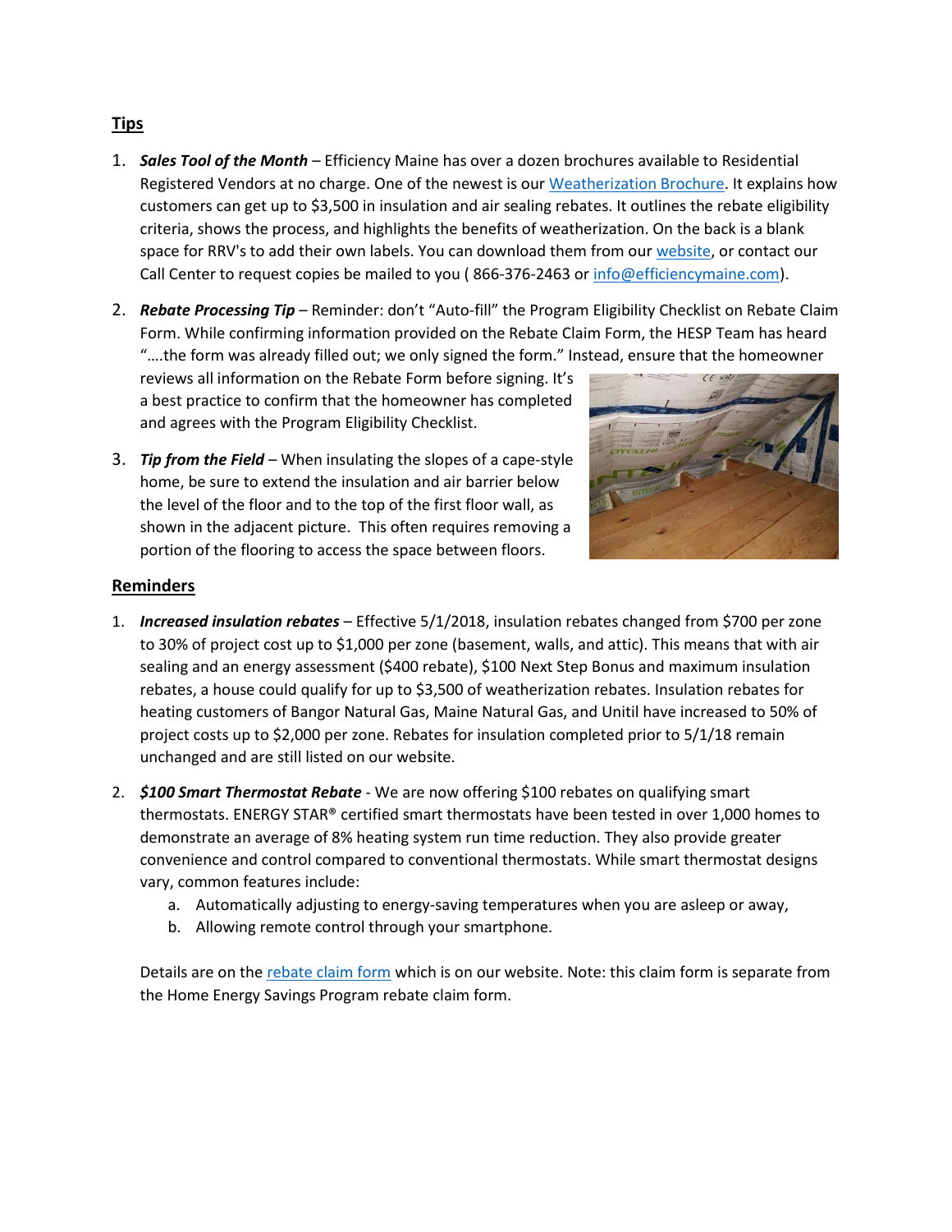## Tips

1. ***Sales Tool of the Month*** – Efficiency Maine has over a dozen brochures available to Residential Registered Vendors at no charge. One of the newest is our [Weatherization Brochure](). It explains how customers can get up to $3,500 in insulation and air sealing rebates. It outlines the rebate eligibility criteria, shows the process, and highlights the benefits of weatherization. On the back is a blank space for RRV's to add their own labels. You can download them from our [website](), or contact our Call Center to request copies be mailed to you ( 866-376-2463 or [info@efficiencymaine.com]()).

2. ***Rebate Processing Tip*** – Reminder: don't "Auto-fill" the Program Eligibility Checklist on Rebate Claim Form. While confirming information provided on the Rebate Claim Form, the HESP Team has heard "….the form was already filled out; we only signed the form." Instead, ensure that the homeowner reviews all information on the Rebate Form before signing. It's a best practice to confirm that the homeowner has completed and agrees with the Program Eligibility Checklist.

3. ***Tip from the Field*** – When insulating the slopes of a cape-style home, be sure to extend the insulation and air barrier below the level of the floor and to the top of the first floor wall, as shown in the adjacent picture. This often requires removing a portion of the flooring to access the space between floors.

## Reminders

1. ***Increased insulation rebates*** – Effective 5/1/2018, insulation rebates changed from $700 per zone to 30% of project cost up to $1,000 per zone (basement, walls, and attic). This means that with air sealing and an energy assessment ($400 rebate), $100 Next Step Bonus and maximum insulation rebates, a house could qualify for up to $3,500 of weatherization rebates. Insulation rebates for heating customers of Bangor Natural Gas, Maine Natural Gas, and Unitil have increased to 50% of project costs up to $2,000 per zone. Rebates for insulation completed prior to 5/1/18 remain unchanged and are still listed on our website.

2. ***$100 Smart Thermostat Rebate*** - We are now offering $100 rebates on qualifying smart thermostats. ENERGY STAR® certified smart thermostats have been tested in over 1,000 homes to demonstrate an average of 8% heating system run time reduction. They also provide greater convenience and control compared to conventional thermostats. While smart thermostat designs vary, common features include:
   a. Automatically adjusting to energy-saving temperatures when you are asleep or away,
   b. Allowing remote control through your smartphone.

   Details are on the [rebate claim form]() which is on our website. Note: this claim form is separate from the Home Energy Savings Program rebate claim form.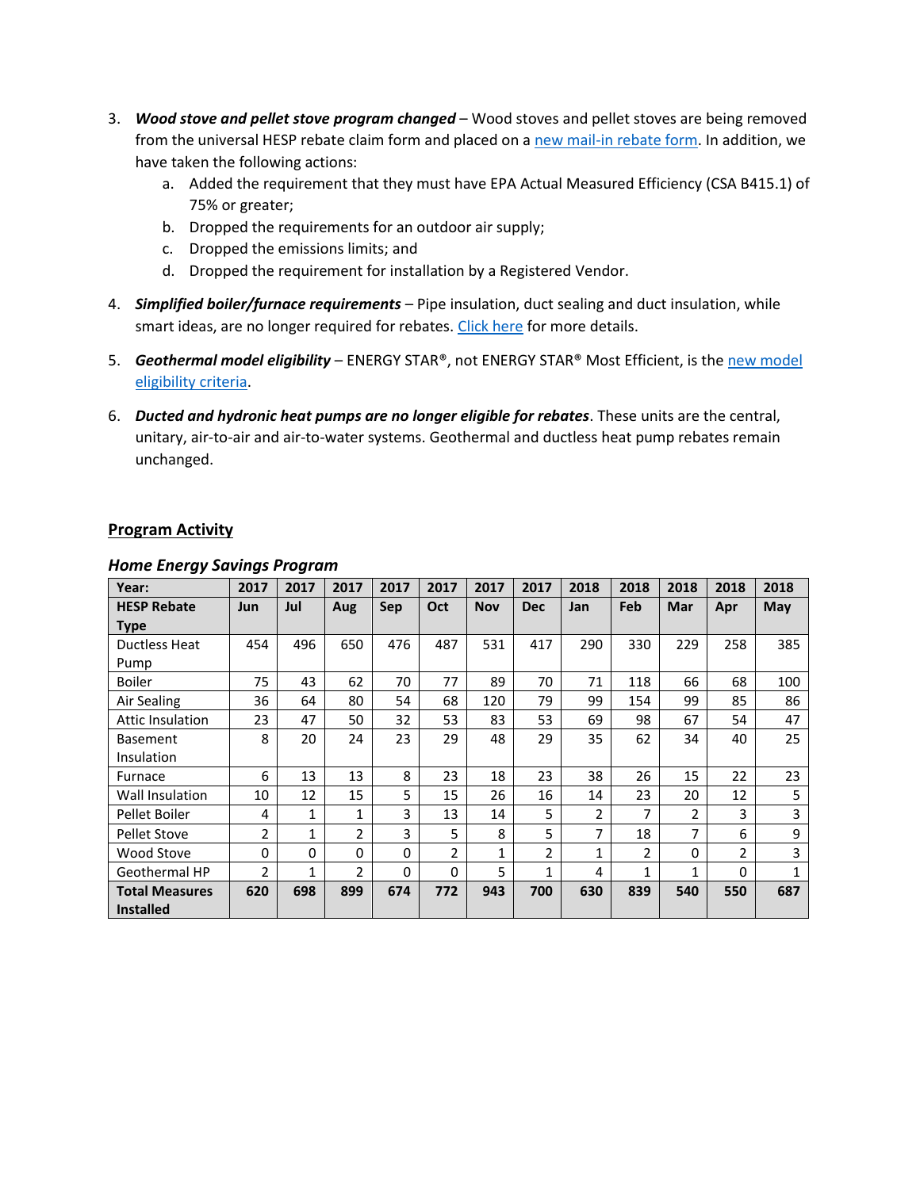3. ***Wood stove and pellet stove program changed*** – Wood stoves and pellet stoves are being removed from the universal HESP rebate claim form and placed on a new mail-in rebate form. In addition, we have taken the following actions:
   a. Added the requirement that they must have EPA Actual Measured Efficiency (CSA B415.1) of 75% or greater;
   b. Dropped the requirements for an outdoor air supply;
   c. Dropped the emissions limits; and
   d. Dropped the requirement for installation by a Registered Vendor.

4. ***Simplified boiler/furnace requirements*** – Pipe insulation, duct sealing and duct insulation, while smart ideas, are no longer required for rebates. Click here for more details.

5. ***Geothermal model eligibility*** – ENERGY STAR®, not ENERGY STAR® Most Efficient, is the new model eligibility criteria.

6. ***Ducted and hydronic heat pumps are no longer eligible for rebates***. These units are the central, unitary, air-to-air and air-to-water systems. Geothermal and ductless heat pump rebates remain unchanged.

## Program Activity

### *Home Energy Savings Program*

| **Year:** | **2017** | **2017** | **2017** | **2017** | **2017** | **2017** | **2017** | **2018** | **2018** | **2018** | **2018** | **2018** |
|---|---|---|---|---|---|---|---|---|---|---|---|---|
| **HESP Rebate Type** | **Jun** | **Jul** | **Aug** | **Sep** | **Oct** | **Nov** | **Dec** | **Jan** | **Feb** | **Mar** | **Apr** | **May** |
| Ductless Heat Pump | 454 | 496 | 650 | 476 | 487 | 531 | 417 | 290 | 330 | 229 | 258 | 385 |
| Boiler | 75 | 43 | 62 | 70 | 77 | 89 | 70 | 71 | 118 | 66 | 68 | 100 |
| Air Sealing | 36 | 64 | 80 | 54 | 68 | 120 | 79 | 99 | 154 | 99 | 85 | 86 |
| Attic Insulation | 23 | 47 | 50 | 32 | 53 | 83 | 53 | 69 | 98 | 67 | 54 | 47 |
| Basement Insulation | 8 | 20 | 24 | 23 | 29 | 48 | 29 | 35 | 62 | 34 | 40 | 25 |
| Furnace | 6 | 13 | 13 | 8 | 23 | 18 | 23 | 38 | 26 | 15 | 22 | 23 |
| Wall Insulation | 10 | 12 | 15 | 5 | 15 | 26 | 16 | 14 | 23 | 20 | 12 | 5 |
| Pellet Boiler | 4 | 1 | 1 | 3 | 13 | 14 | 5 | 2 | 7 | 2 | 3 | 3 |
| Pellet Stove | 2 | 1 | 2 | 3 | 5 | 8 | 5 | 7 | 18 | 7 | 6 | 9 |
| Wood Stove | 0 | 0 | 0 | 0 | 2 | 1 | 2 | 1 | 2 | 0 | 2 | 3 |
| Geothermal HP | 2 | 1 | 2 | 0 | 0 | 5 | 1 | 4 | 1 | 1 | 0 | 1 |
| **Total Measures Installed** | **620** | **698** | **899** | **674** | **772** | **943** | **700** | **630** | **839** | **540** | **550** | **687** |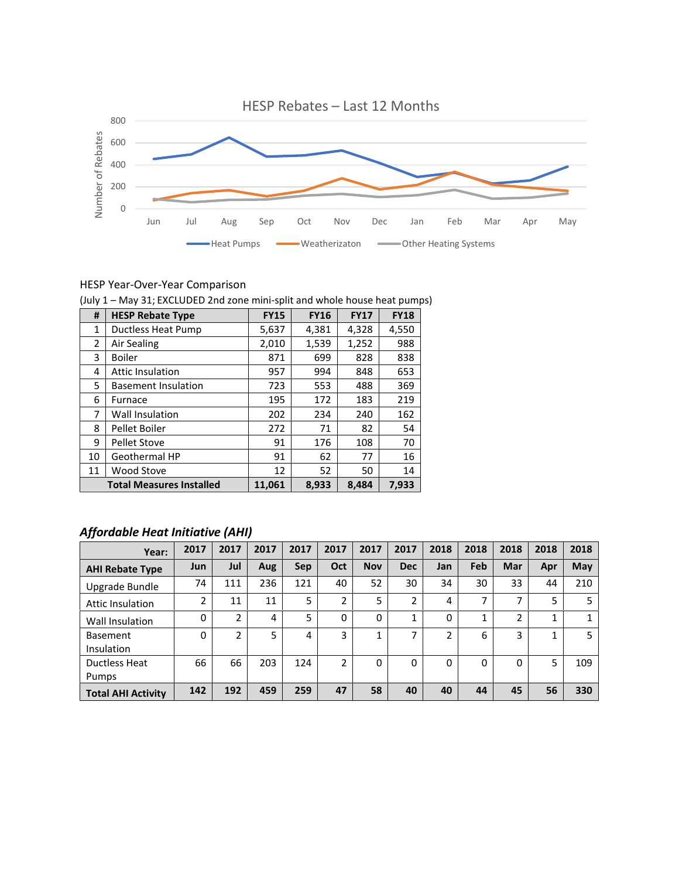HESP Rebates – Last 12 Months

HESP Year-Over-Year Comparison

(July 1 – May 31; EXCLUDED 2nd zone mini-split and whole house heat pumps)

| # | HESP Rebate Type | FY15 | FY16 | FY17 | FY18 |
|---|---|---|---|---|---|
| 1 | Ductless Heat Pump | 5,637 | 4,381 | 4,328 | 4,550 |
| 2 | Air Sealing | 2,010 | 1,539 | 1,252 | 988 |
| 3 | Boiler | 871 | 699 | 828 | 838 |
| 4 | Attic Insulation | 957 | 994 | 848 | 653 |
| 5 | Basement Insulation | 723 | 553 | 488 | 369 |
| 6 | Furnace | 195 | 172 | 183 | 219 |
| 7 | Wall Insulation | 202 | 234 | 240 | 162 |
| 8 | Pellet Boiler | 272 | 71 | 82 | 54 |
| 9 | Pellet Stove | 91 | 176 | 108 | 70 |
| 10 | Geothermal HP | 91 | 62 | 77 | 16 |
| 11 | Wood Stove | 12 | 52 | 50 | 14 |
| | **Total Measures Installed** | **11,061** | **8,933** | **8,484** | **7,933** |

### *Affordable Heat Initiative (AHI)*

| **Year:** | **2017** | **2017** | **2017** | **2017** | **2017** | **2017** | **2017** | **2018** | **2018** | **2018** | **2018** | **2018** |
|---|---|---|---|---|---|---|---|---|---|---|---|---|
| **AHI Rebate Type** | **Jun** | **Jul** | **Aug** | **Sep** | **Oct** | **Nov** | **Dec** | **Jan** | **Feb** | **Mar** | **Apr** | **May** |
| Upgrade Bundle | 74 | 111 | 236 | 121 | 40 | 52 | 30 | 34 | 30 | 33 | 44 | 210 |
| Attic Insulation | 2 | 11 | 11 | 5 | 2 | 5 | 2 | 4 | 7 | 7 | 5 | 5 |
| Wall Insulation | 0 | 2 | 4 | 5 | 0 | 0 | 1 | 0 | 1 | 2 | 1 | 1 |
| Basement Insulation | 0 | 2 | 5 | 4 | 3 | 1 | 7 | 2 | 6 | 3 | 1 | 5 |
| Ductless Heat Pumps | 66 | 66 | 203 | 124 | 2 | 0 | 0 | 0 | 0 | 0 | 5 | 109 |
| **Total AHI Activity** | **142** | **192** | **459** | **259** | **47** | **58** | **40** | **40** | **44** | **45** | **56** | **330** |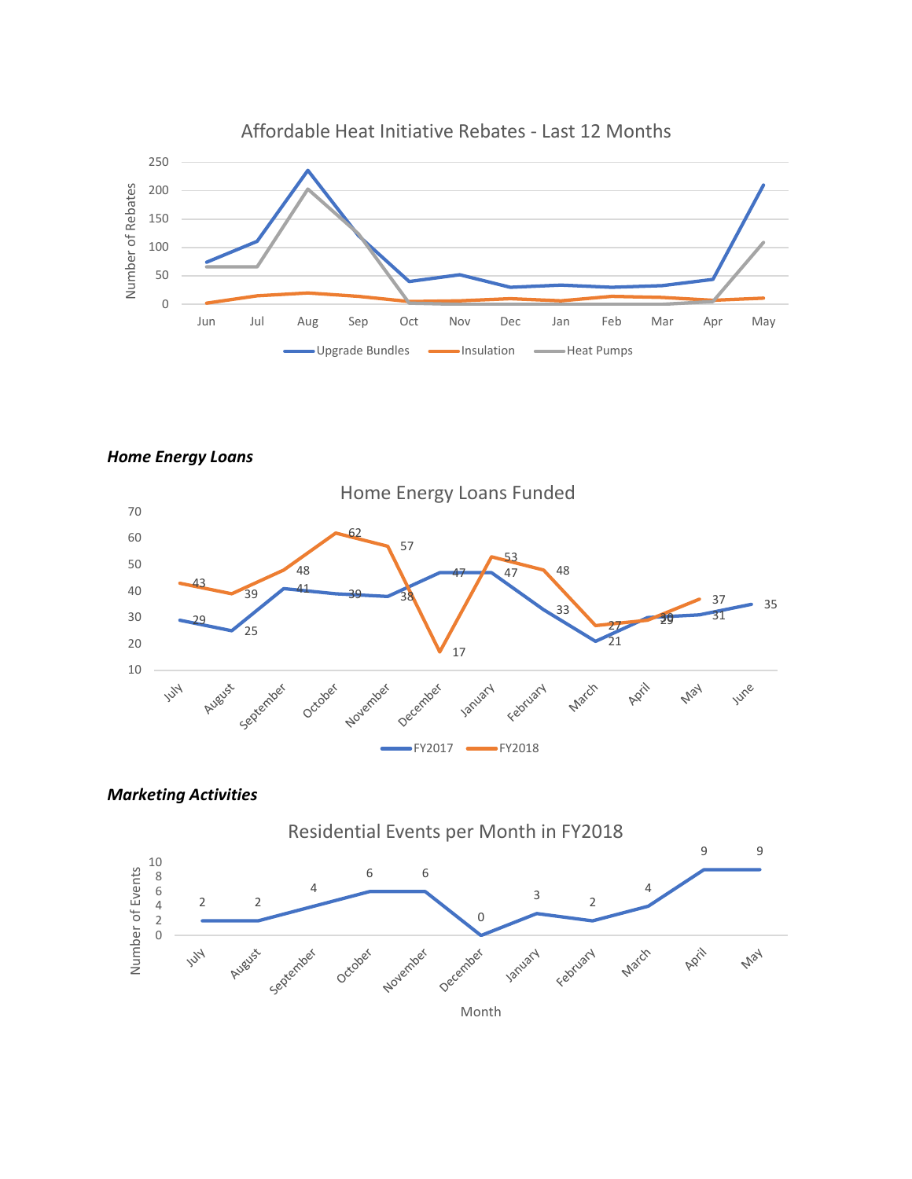Affordable Heat Initiative Rebates - Last 12 Months

### *Home Energy Loans*

Home Energy Loans Funded

### *Marketing Activities*

Residential Events per Month in FY2018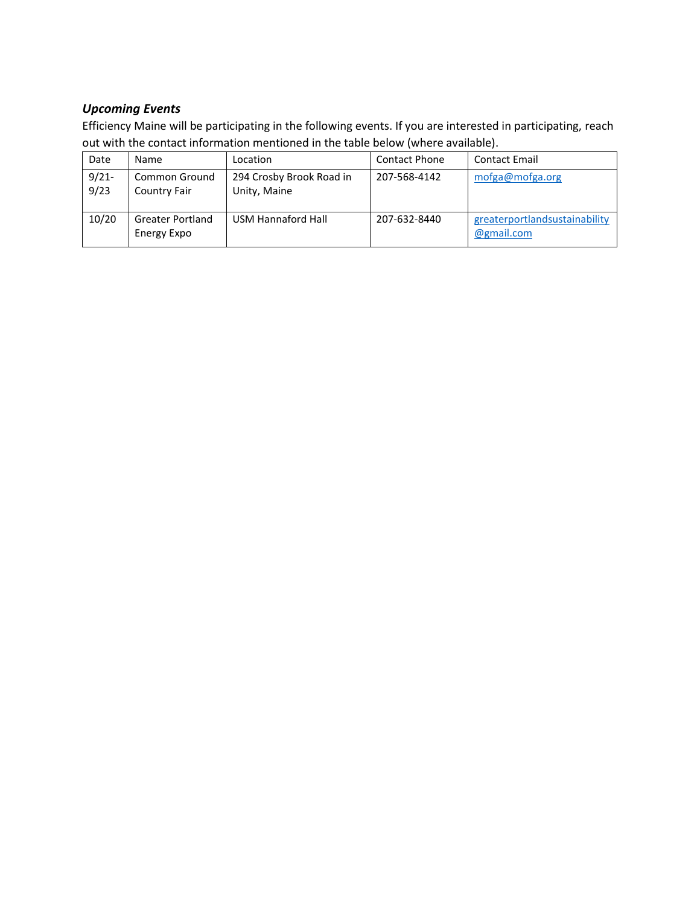### *Upcoming Events*

Efficiency Maine will be participating in the following events. If you are interested in participating, reach out with the contact information mentioned in the table below (where available).

| Date | Name | Location | Contact Phone | Contact Email |
|---|---|---|---|---|
| 9/21-9/23 | Common Ground Country Fair | 294 Crosby Brook Road in Unity, Maine | 207-568-4142 | mofga@mofga.org |
| 10/20 | Greater Portland Energy Expo | USM Hannaford Hall | 207-632-8440 | greaterportlandsustainability@gmail.com |